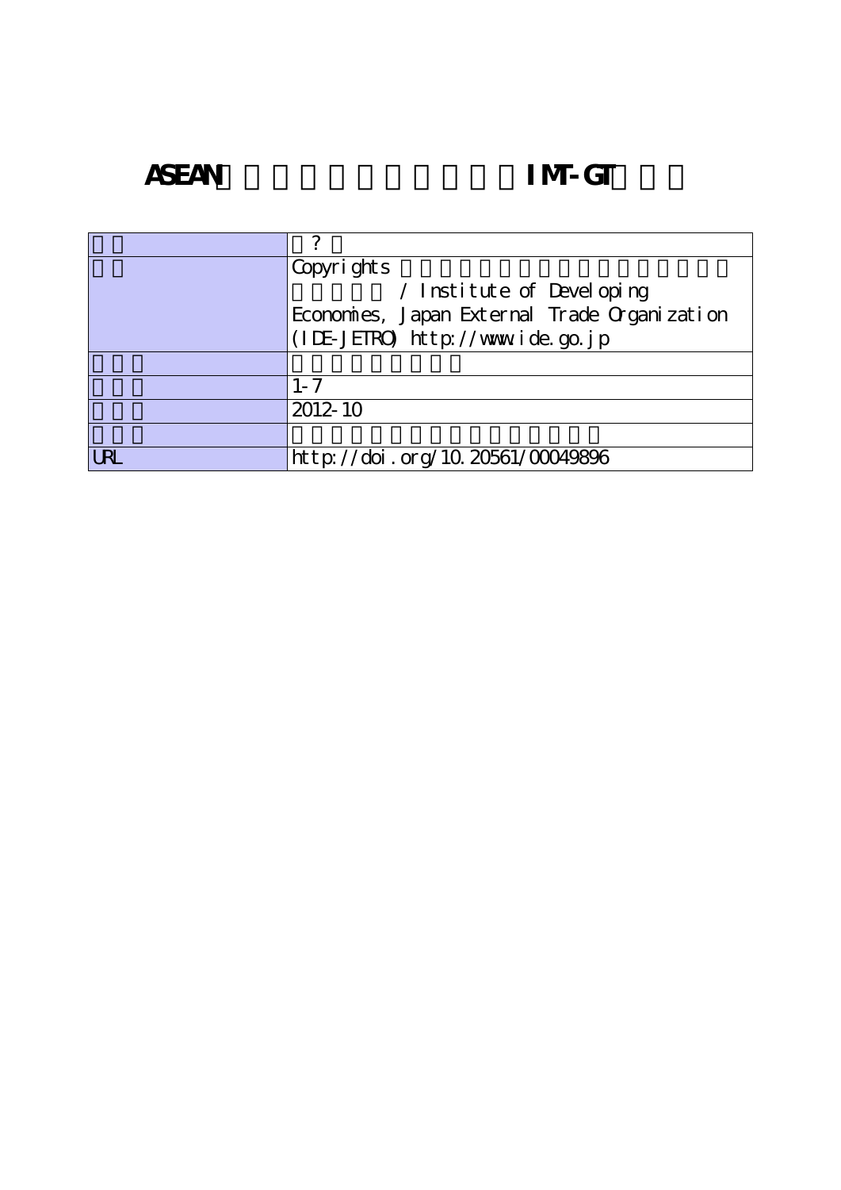# ASEAN IMT-GT

| | |
|---|---|
| | ? |
| | Copyrights / Institute of Developing Economies, Japan External Trade Organization (IDE-JETRO) http://www.ide.go.jp |
| | |
| | 1-7 |
| | 2012-10 |
| | |
| URL | http://doi.org/10.20561/00049896 |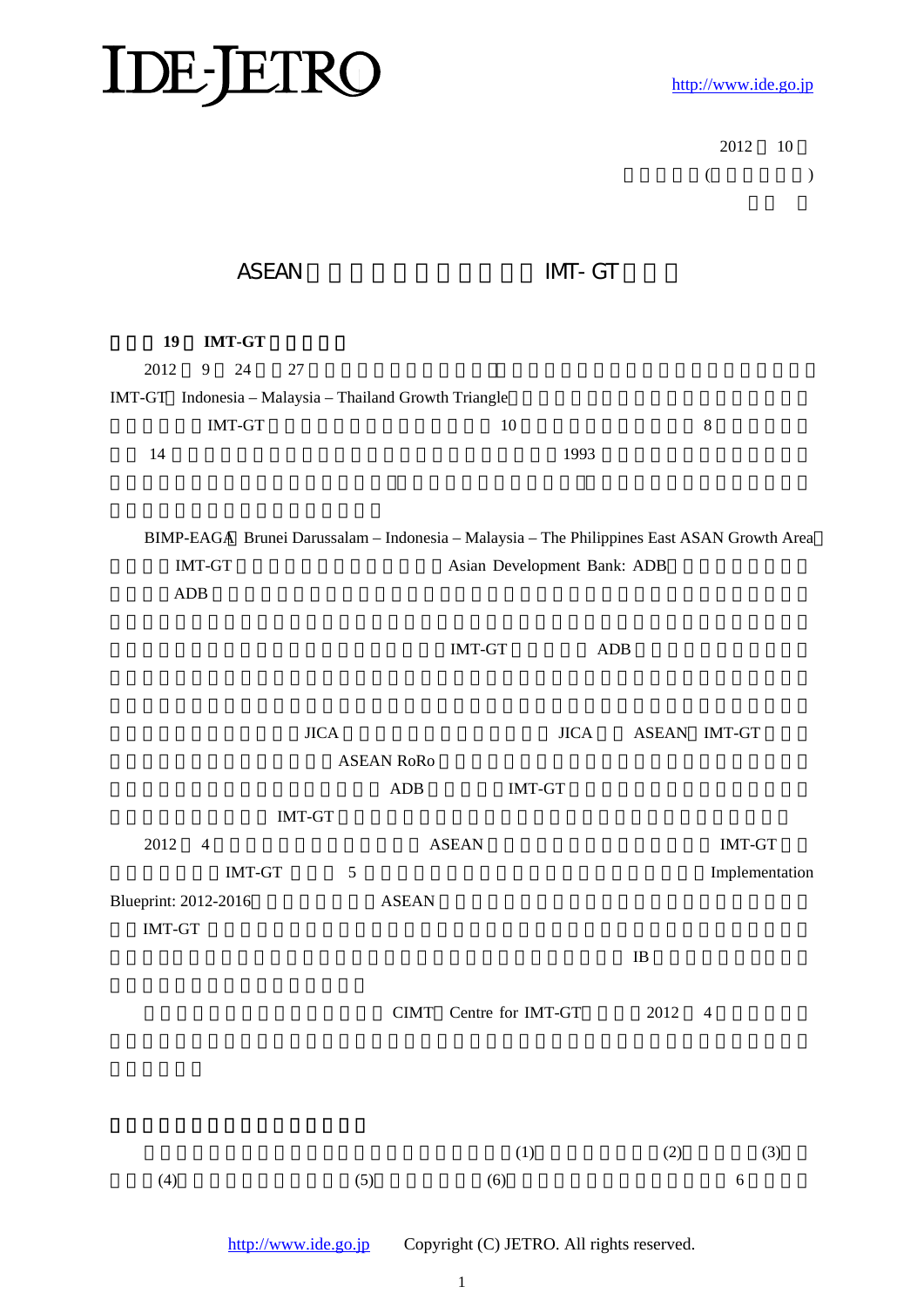2012　10

(　　　　　　)

# ASEAN　　　　　　　　　　IMT-GT

**19　IMT-GT**

2012　9　24　27

IMT-GT（Indonesia – Malaysia – Thailand Growth Triangle

IMT-GT　　　　　　　　　　10　　　　　　　　8

14　　　　　　　　　　　　　　1993

BIMP-EAGA（Brunei Darussalam – Indonesia – Malaysia – The Philippines East ASAN Growth Area

IMT-GT　　　　　　　　Asian Development Bank: ADB

ADB

IMT-GT　　　ADB

JICA　　　　　　　JICA　　ASEAN　IMT-GT

ASEAN RoRo

ADB　　　IMT-GT

IMT-GT

2012　4　　　　　　ASEAN　　　　　　　　　IMT-GT

IMT-GT　　5　　　　　　　　　　　　　Implementation Blueprint: 2012-2016　　　ASEAN

IMT-GT

IB

CIMT（Centre for IMT-GT　　2012　4

(1)　　　　(2)　　　(3)

(4)　　　　(5)　　　(6)　　　　　　6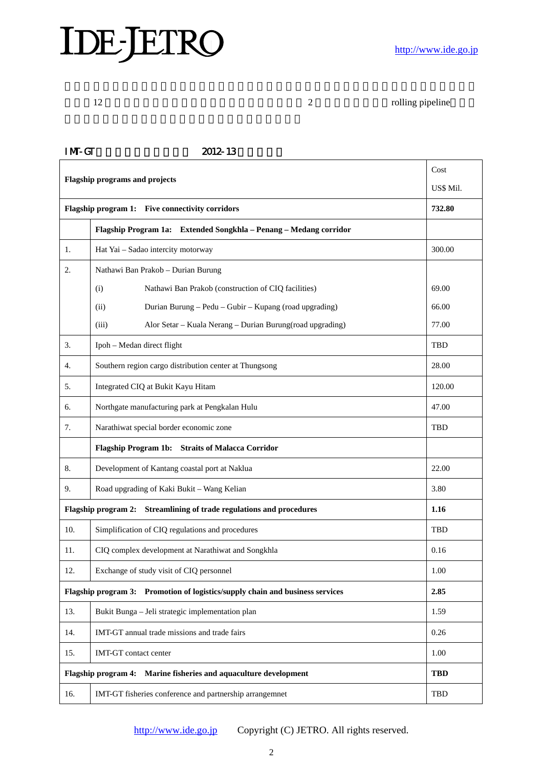12　2　rolling pipeline

IMT-GT　2012-13

| | Flagship programs and projects | Cost US$ Mil. |
|---|---|---|
| **Flagship program 1:** | **Five connectivity corridors** | **732.80** |
| | **Flagship Program 1a: Extended Songkhla – Penang – Medang corridor** | |
| 1. | Hat Yai – Sadao intercity motorway | 300.00 |
| 2. | Nathawi Ban Prakob – Durian Burung | |
| | (i) Nathawi Ban Prakob (construction of CIQ facilities) | 69.00 |
| | (ii) Durian Burung – Pedu – Gubir – Kupang (road upgrading) | 66.00 |
| | (iii) Alor Setar – Kuala Nerang – Durian Burung(road upgrading) | 77.00 |
| 3. | Ipoh – Medan direct flight | TBD |
| 4. | Southern region cargo distribution center at Thungsong | 28.00 |
| 5. | Integrated CIQ at Bukit Kayu Hitam | 120.00 |
| 6. | Northgate manufacturing park at Pengkalan Hulu | 47.00 |
| 7. | Narathiwat special border economic zone | TBD |
| | **Flagship Program 1b: Straits of Malacca Corridor** | |
| 8. | Development of Kantang coastal port at Naklua | 22.00 |
| 9. | Road upgrading of Kaki Bukit – Wang Kelian | 3.80 |
| **Flagship program 2:** | **Streamlining of trade regulations and procedures** | **1.16** |
| 10. | Simplification of CIQ regulations and procedures | TBD |
| 11. | CIQ complex development at Narathiwat and Songkhla | 0.16 |
| 12. | Exchange of study visit of CIQ personnel | 1.00 |
| **Flagship program 3:** | **Promotion of logistics/supply chain and business services** | **2.85** |
| 13. | Bukit Bunga – Jeli strategic implementation plan | 1.59 |
| 14. | IMT-GT annual trade missions and trade fairs | 0.26 |
| 15. | IMT-GT contact center | 1.00 |
| **Flagship program 4:** | **Marine fisheries and aquaculture development** | **TBD** |
| 16. | IMT-GT fisheries conference and partnership arrangemnet | TBD |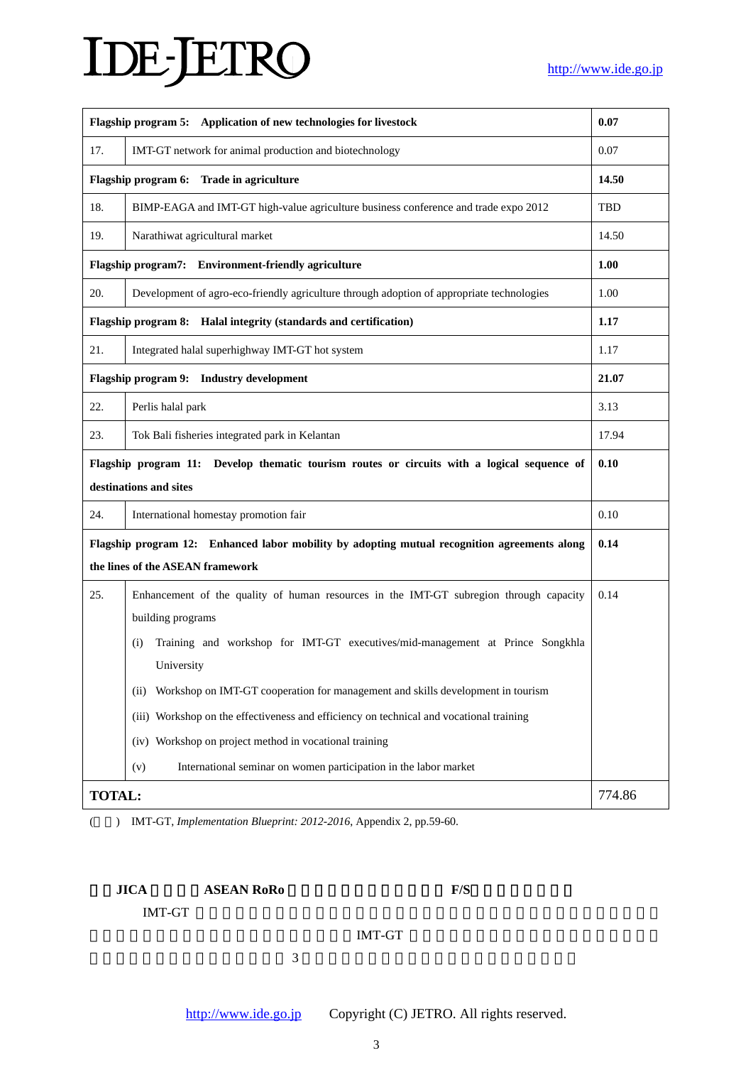| | | |
|---|---|---|
| **Flagship program 5: Application of new technologies for livestock** | | **0.07** |
| 17. | IMT-GT network for animal production and biotechnology | 0.07 |
| **Flagship program 6: Trade in agriculture** | | **14.50** |
| 18. | BIMP-EAGA and IMT-GT high-value agriculture business conference and trade expo 2012 | TBD |
| 19. | Narathiwat agricultural market | 14.50 |
| **Flagship program7: Environment-friendly agriculture** | | **1.00** |
| 20. | Development of agro-eco-friendly agriculture through adoption of appropriate technologies | 1.00 |
| **Flagship program 8: Halal integrity (standards and certification)** | | **1.17** |
| 21. | Integrated halal superhighway IMT-GT hot system | 1.17 |
| **Flagship program 9: Industry development** | | **21.07** |
| 22. | Perlis halal park | 3.13 |
| 23. | Tok Bali fisheries integrated park in Kelantan | 17.94 |
| **Flagship program 11: Develop thematic tourism routes or circuits with a logical sequence of destinations and sites** | | **0.10** |
| 24. | International homestay promotion fair | 0.10 |
| **Flagship program 12: Enhanced labor mobility by adopting mutual recognition agreements along the lines of the ASEAN framework** | | **0.14** |
| 25. | Enhancement of the quality of human resources in the IMT-GT subregion through capacity building programs<br>(i) Training and workshop for IMT-GT executives/mid-management at Prince Songkhla University<br>(ii) Workshop on IMT-GT cooperation for management and skills development in tourism<br>(iii) Workshop on the effectiveness and efficiency on technical and vocational training<br>(iv) Workshop on project method in vocational training<br>(v) International seminar on women participation in the labor market | 0.14 |
| **TOTAL:** | | 774.86 |

( ) IMT-GT, *Implementation Blueprint: 2012-2016*, Appendix 2, pp.59-60.

**JICA ASEAN RoRo F/S**

IMT-GT IMT-GT 3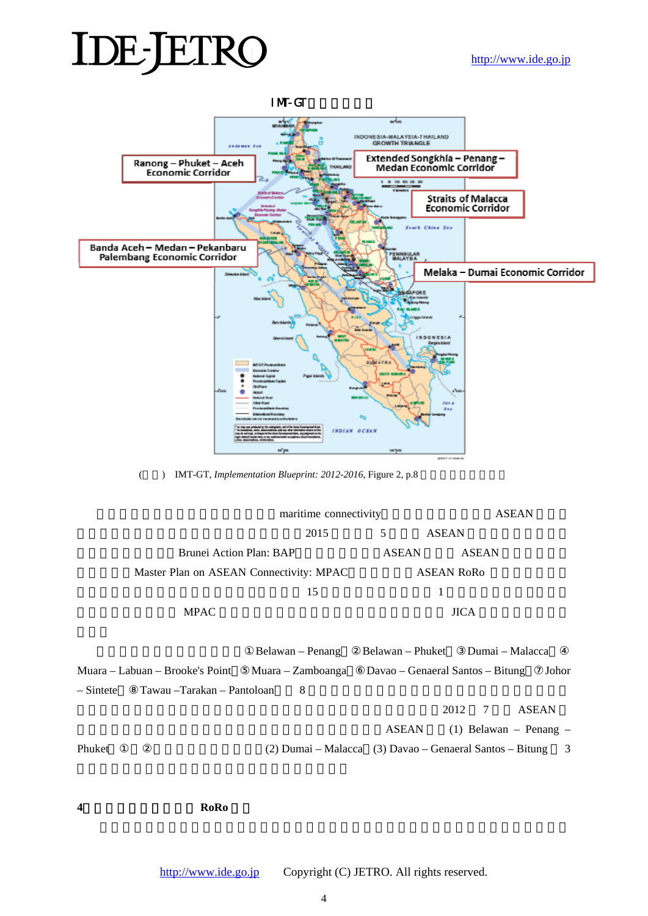IMT-GT

(　　)　IMT-GT, *Implementation Blueprint: 2012-2016*, Figure 2, p.8

maritime connectivity　ASEAN　2015　5　ASEAN　Brunei Action Plan: BAP　ASEAN　ASEAN　Master Plan on ASEAN Connectivity: MPAC　ASEAN RoRo　15　1　MPAC　JICA

①Belawan – Penang　②Belawan – Phuket　③Dumai – Malacca　④Muara – Labuan – Brooke's Point　⑤Muara – Zamboanga　⑥Davao – Genaeral Santos – Bitung　⑦Johor – Sintete　⑧Tawau –Tarakan – Pantoloan　8　2012　7　ASEAN　ASEAN　(1) Belawan – Penang – Phuket　①　②　(2) Dumai – Malacca　(3) Davao – Genaeral Santos – Bitung　3

**4　RoRo**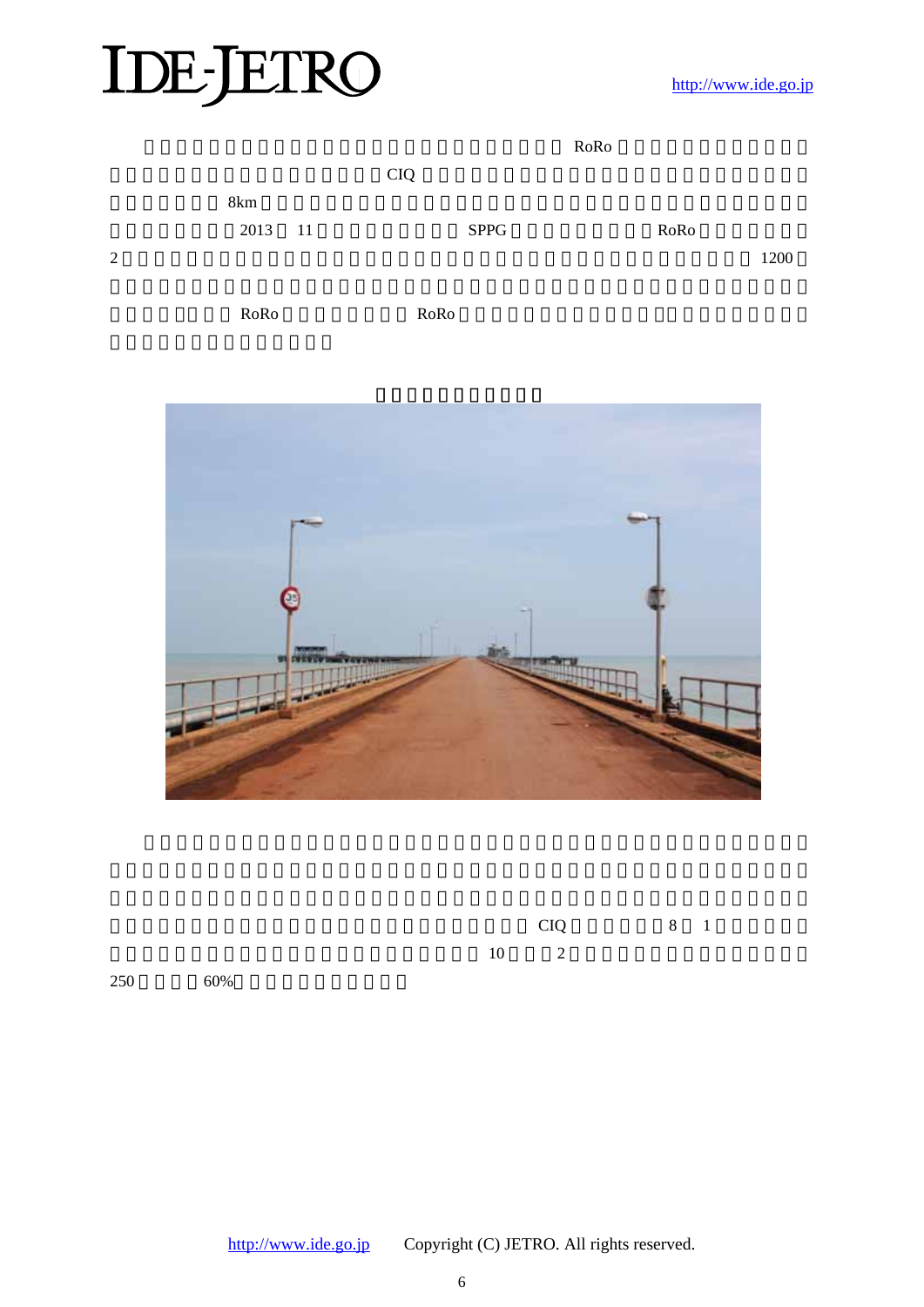RoRo

CIQ

8km

2013 11 SPPG RoRo

2 1200

RoRo RoRo

CIQ 8 1

10 2

250 60%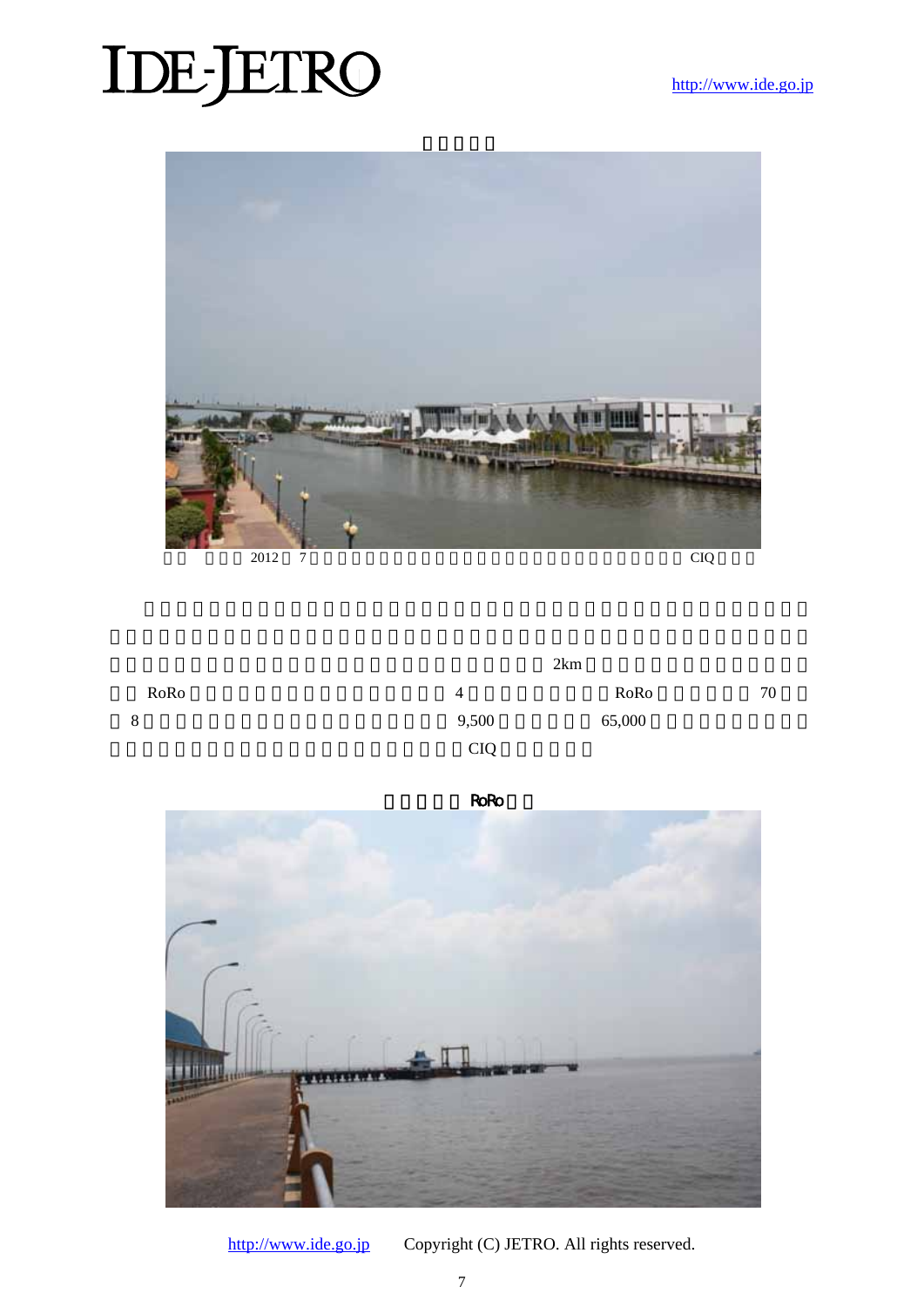2012　7　CIQ

2km

RoRo　4　RoRo　70

8　9,500　65,000

CIQ

RoRo